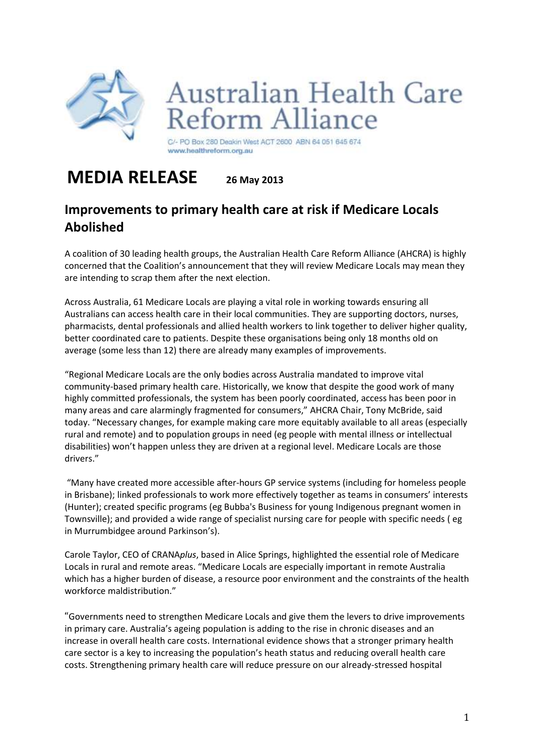# Australian Health Care Reform Alliance

C/- PO Box 280 Deakin West ACT 2600 ABN 64 051 645 674
www.healthreform.org.au

# MEDIA RELEASE **26 May 2013**

## Improvements to primary health care at risk if Medicare Locals Abolished

A coalition of 30 leading health groups, the Australian Health Care Reform Alliance (AHCRA) is highly concerned that the Coalition's announcement that they will review Medicare Locals may mean they are intending to scrap them after the next election.

Across Australia, 61 Medicare Locals are playing a vital role in working towards ensuring all Australians can access health care in their local communities. They are supporting doctors, nurses, pharmacists, dental professionals and allied health workers to link together to deliver higher quality, better coordinated care to patients. Despite these organisations being only 18 months old on average (some less than 12) there are already many examples of improvements.

"Regional Medicare Locals are the only bodies across Australia mandated to improve vital community-based primary health care. Historically, we know that despite the good work of many highly committed professionals, the system has been poorly coordinated, access has been poor in many areas and care alarmingly fragmented for consumers," AHCRA Chair, Tony McBride, said today. "Necessary changes, for example making care more equitably available to all areas (especially rural and remote) and to population groups in need (eg people with mental illness or intellectual disabilities) won't happen unless they are driven at a regional level. Medicare Locals are those drivers."

"Many have created more accessible after-hours GP service systems (including for homeless people in Brisbane); linked professionals to work more effectively together as teams in consumers' interests (Hunter); created specific programs (eg Bubba's Business for young Indigenous pregnant women in Townsville); and provided a wide range of specialist nursing care for people with specific needs ( eg in Murrumbidgee around Parkinson's).

Carole Taylor, CEO of CRANA*plus*, based in Alice Springs, highlighted the essential role of Medicare Locals in rural and remote areas. "Medicare Locals are especially important in remote Australia which has a higher burden of disease, a resource poor environment and the constraints of the health workforce maldistribution."

"Governments need to strengthen Medicare Locals and give them the levers to drive improvements in primary care. Australia's ageing population is adding to the rise in chronic diseases and an increase in overall health care costs. International evidence shows that a stronger primary health care sector is a key to increasing the population's heath status and reducing overall health care costs. Strengthening primary health care will reduce pressure on our already-stressed hospital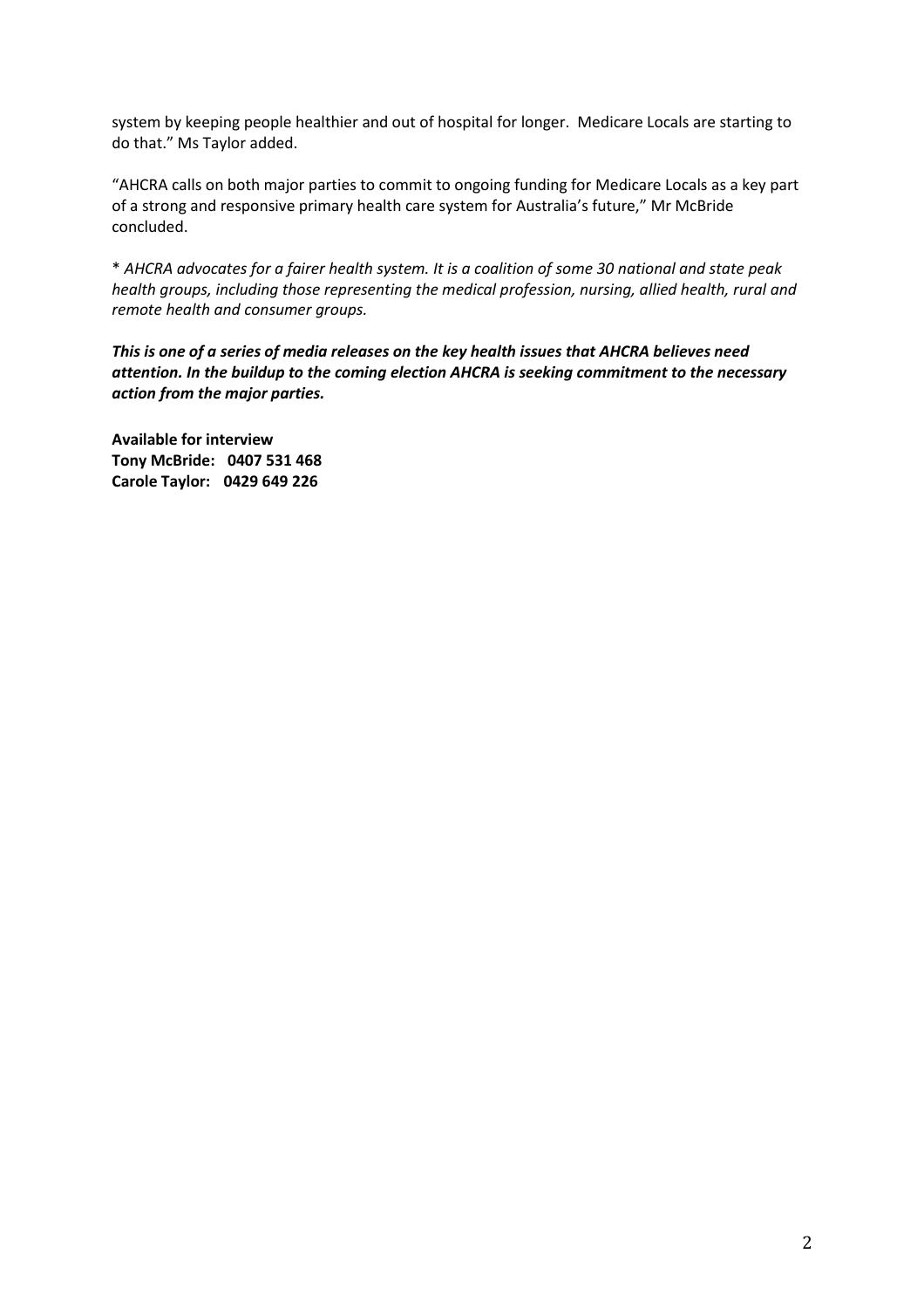system by keeping people healthier and out of hospital for longer. Medicare Locals are starting to do that." Ms Taylor added.

"AHCRA calls on both major parties to commit to ongoing funding for Medicare Locals as a key part of a strong and responsive primary health care system for Australia's future," Mr McBride concluded.

* *AHCRA advocates for a fairer health system. It is a coalition of some 30 national and state peak health groups, including those representing the medical profession, nursing, allied health, rural and remote health and consumer groups.*

***This is one of a series of media releases on the key health issues that AHCRA believes need attention. In the buildup to the coming election AHCRA is seeking commitment to the necessary action from the major parties.***

**Available for interview**
**Tony McBride: 0407 531 468**
**Carole Taylor: 0429 649 226**